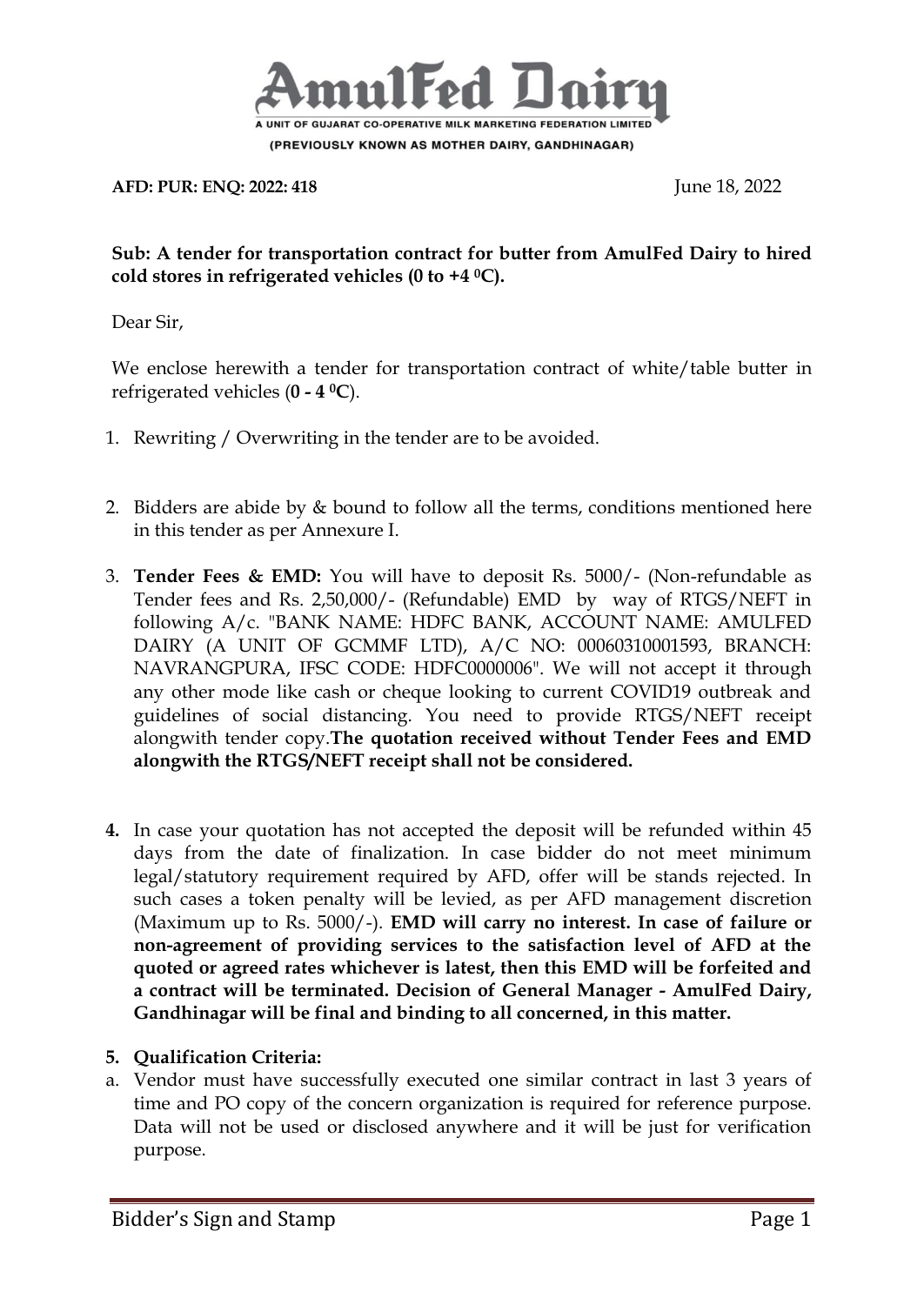# AmulFed Dairy

A UNIT OF GUJARAT CO-OPERATIVE MILK MARKETING FEDERATION LIMITED

(PREVIOUSLY KNOWN AS MOTHER DAIRY, GANDHINAGAR)

**AFD: PUR: ENQ: 2022: 418** June 18, 2022

**Sub: A tender for transportation contract for butter from AmulFed Dairy to hired cold stores in refrigerated vehicles (0 to +4 $^0$C).**

Dear Sir,

We enclose herewith a tender for transportation contract of white/table butter in refrigerated vehicles (**0 - 4 $^0$C**).

1. Rewriting / Overwriting in the tender are to be avoided.

2. Bidders are abide by & bound to follow all the terms, conditions mentioned here in this tender as per Annexure I.

3. **Tender Fees & EMD:** You will have to deposit Rs. 5000/- (Non-refundable as Tender fees and Rs. 2,50,000/- (Refundable) EMD by way of RTGS/NEFT in following A/c. "BANK NAME: HDFC BANK, ACCOUNT NAME: AMULFED DAIRY (A UNIT OF GCMMF LTD), A/C NO: 00060310001593, BRANCH: NAVRANGPURA, IFSC CODE: HDFC0000006". We will not accept it through any other mode like cash or cheque looking to current COVID19 outbreak and guidelines of social distancing. You need to provide RTGS/NEFT receipt alongwith tender copy.**The quotation received without Tender Fees and EMD alongwith the RTGS/NEFT receipt shall not be considered.**

4. In case your quotation has not accepted the deposit will be refunded within 45 days from the date of finalization. In case bidder do not meet minimum legal/statutory requirement required by AFD, offer will be stands rejected. In such cases a token penalty will be levied, as per AFD management discretion (Maximum up to Rs. 5000/-). **EMD will carry no interest. In case of failure or non-agreement of providing services to the satisfaction level of AFD at the quoted or agreed rates whichever is latest, then this EMD will be forfeited and a contract will be terminated. Decision of General Manager - AmulFed Dairy, Gandhinagar will be final and binding to all concerned, in this matter.**

5. **Qualification Criteria:**

a. Vendor must have successfully executed one similar contract in last 3 years of time and PO copy of the concern organization is required for reference purpose. Data will not be used or disclosed anywhere and it will be just for verification purpose.

Bidder's Sign and Stamp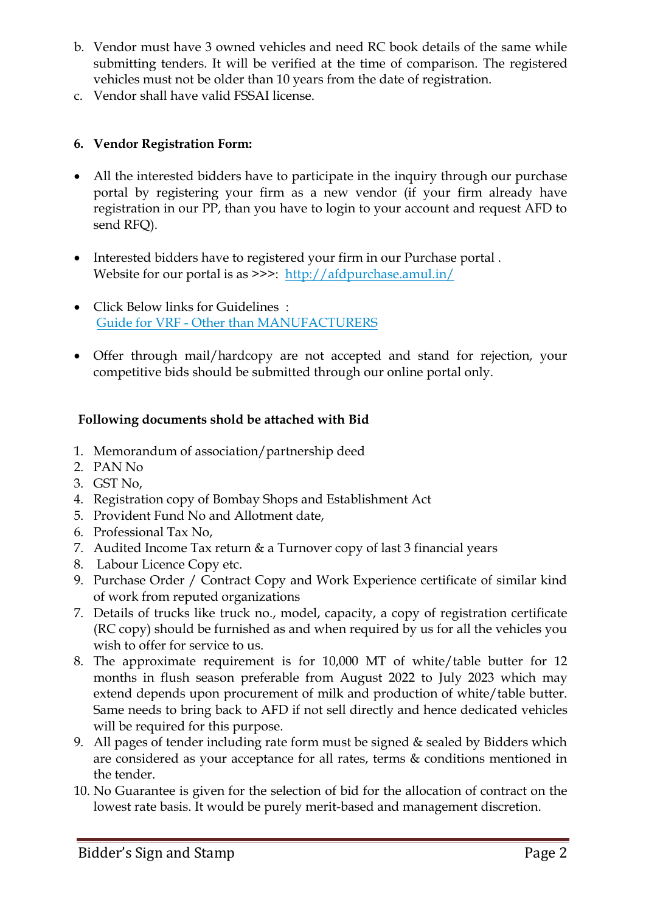b. Vendor must have 3 owned vehicles and need RC book details of the same while submitting tenders. It will be verified at the time of comparison. The registered vehicles must not be older than 10 years from the date of registration.
c. Vendor shall have valid FSSAI license.

**6. Vendor Registration Form:**

- All the interested bidders have to participate in the inquiry through our purchase portal by registering your firm as a new vendor (if your firm already have registration in our PP, than you have to login to your account and request AFD to send RFQ).

- Interested bidders have to registered your firm in our Purchase portal .
  Website for our portal is as >>>: [http://afdpurchase.amul.in/](http://afdpurchase.amul.in/)

- Click Below links for Guidelines :
  Guide for VRF - Other than MANUFACTURERS

- Offer through mail/hardcopy are not accepted and stand for rejection, your competitive bids should be submitted through our online portal only.

**Following documents shold be attached with Bid**

1. Memorandum of association/partnership deed
2. PAN No
3. GST No,
4. Registration copy of Bombay Shops and Establishment Act
5. Provident Fund No and Allotment date,
6. Professional Tax No,
7. Audited Income Tax return & a Turnover copy of last 3 financial years
8. Labour Licence Copy etc.
9. Purchase Order / Contract Copy and Work Experience certificate of similar kind of work from reputed organizations

7. Details of trucks like truck no., model, capacity, a copy of registration certificate (RC copy) should be furnished as and when required by us for all the vehicles you wish to offer for service to us.
8. The approximate requirement is for 10,000 MT of white/table butter for 12 months in flush season preferable from August 2022 to July 2023 which may extend depends upon procurement of milk and production of white/table butter. Same needs to bring back to AFD if not sell directly and hence dedicated vehicles will be required for this purpose.
9. All pages of tender including rate form must be signed & sealed by Bidders which are considered as your acceptance for all rates, terms & conditions mentioned in the tender.
10. No Guarantee is given for the selection of bid for the allocation of contract on the lowest rate basis. It would be purely merit-based and management discretion.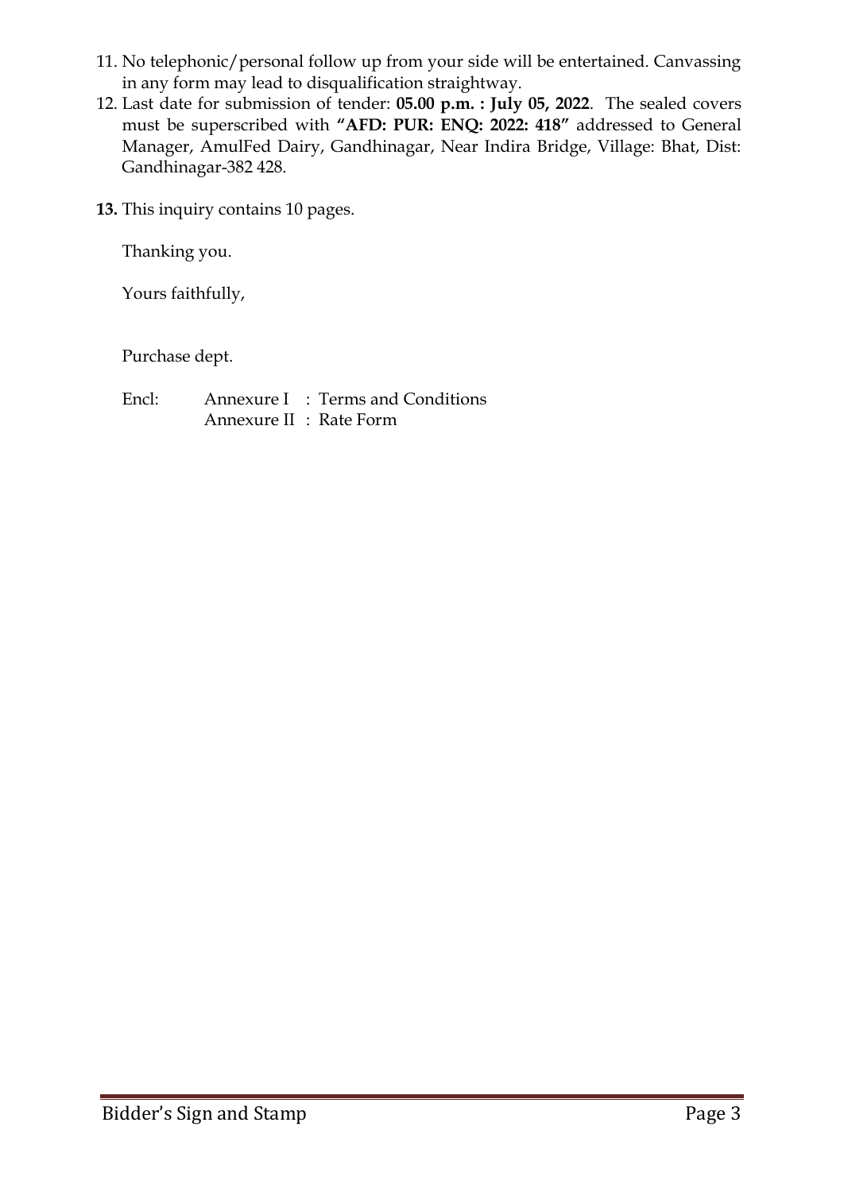11. No telephonic/personal follow up from your side will be entertained. Canvassing in any form may lead to disqualification straightway.
12. Last date for submission of tender: **05.00 p.m. : July 05, 2022**. The sealed covers must be superscribed with **"AFD: PUR: ENQ: 2022: 418"** addressed to General Manager, AmulFed Dairy, Gandhinagar, Near Indira Bridge, Village: Bhat, Dist: Gandhinagar-382 428.

**13.** This inquiry contains 10 pages.

Thanking you.

Yours faithfully,

Purchase dept.

Encl: Annexure I : Terms and Conditions
Annexure II : Rate Form

Bidder's Sign and Stamp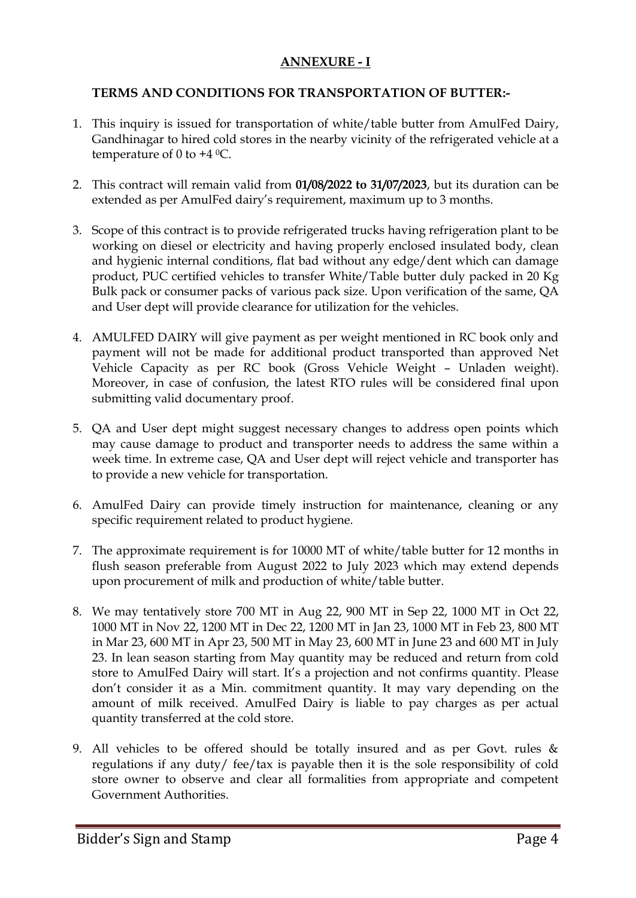## ANNEXURE - I

### TERMS AND CONDITIONS FOR TRANSPORTATION OF BUTTER:-

1. This inquiry is issued for transportation of white/table butter from AmulFed Dairy, Gandhinagar to hired cold stores in the nearby vicinity of the refrigerated vehicle at a temperature of 0 to +4 $^0$C.

2. This contract will remain valid from **01/08/2022 to 31/07/2023**, but its duration can be extended as per AmulFed dairy's requirement, maximum up to 3 months.

3. Scope of this contract is to provide refrigerated trucks having refrigeration plant to be working on diesel or electricity and having properly enclosed insulated body, clean and hygienic internal conditions, flat bad without any edge/dent which can damage product, PUC certified vehicles to transfer White/Table butter duly packed in 20 Kg Bulk pack or consumer packs of various pack size. Upon verification of the same, QA and User dept will provide clearance for utilization for the vehicles.

4. AMULFED DAIRY will give payment as per weight mentioned in RC book only and payment will not be made for additional product transported than approved Net Vehicle Capacity as per RC book (Gross Vehicle Weight – Unladen weight). Moreover, in case of confusion, the latest RTO rules will be considered final upon submitting valid documentary proof.

5. QA and User dept might suggest necessary changes to address open points which may cause damage to product and transporter needs to address the same within a week time. In extreme case, QA and User dept will reject vehicle and transporter has to provide a new vehicle for transportation.

6. AmulFed Dairy can provide timely instruction for maintenance, cleaning or any specific requirement related to product hygiene.

7. The approximate requirement is for 10000 MT of white/table butter for 12 months in flush season preferable from August 2022 to July 2023 which may extend depends upon procurement of milk and production of white/table butter.

8. We may tentatively store 700 MT in Aug 22, 900 MT in Sep 22, 1000 MT in Oct 22, 1000 MT in Nov 22, 1200 MT in Dec 22, 1200 MT in Jan 23, 1000 MT in Feb 23, 800 MT in Mar 23, 600 MT in Apr 23, 500 MT in May 23, 600 MT in June 23 and 600 MT in July 23. In lean season starting from May quantity may be reduced and return from cold store to AmulFed Dairy will start. It's a projection and not confirms quantity. Please don't consider it as a Min. commitment quantity. It may vary depending on the amount of milk received. AmulFed Dairy is liable to pay charges as per actual quantity transferred at the cold store.

9. All vehicles to be offered should be totally insured and as per Govt. rules & regulations if any duty/ fee/tax is payable then it is the sole responsibility of cold store owner to observe and clear all formalities from appropriate and competent Government Authorities.

Bidder's Sign and Stamp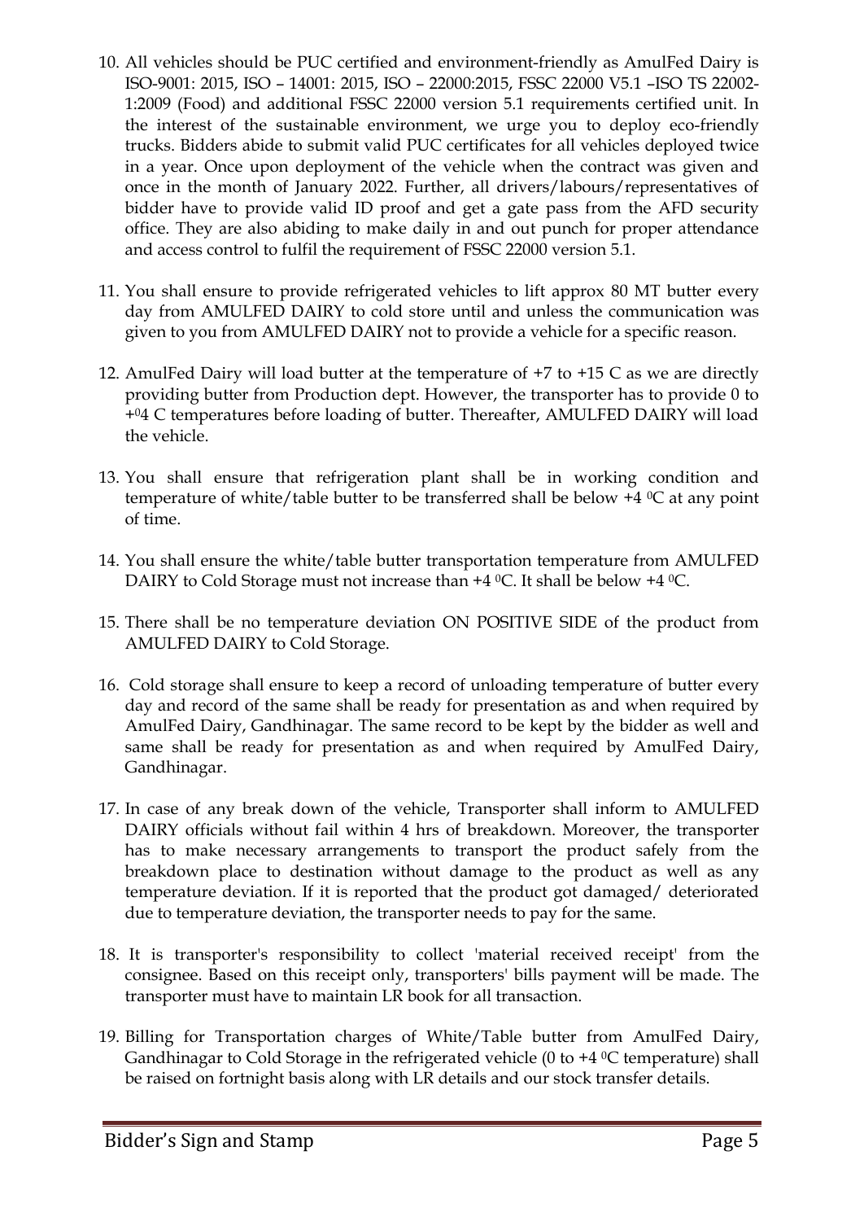10. All vehicles should be PUC certified and environment-friendly as AmulFed Dairy is ISO-9001: 2015, ISO – 14001: 2015, ISO – 22000:2015, FSSC 22000 V5.1 –ISO TS 22002-1:2009 (Food) and additional FSSC 22000 version 5.1 requirements certified unit. In the interest of the sustainable environment, we urge you to deploy eco-friendly trucks. Bidders abide to submit valid PUC certificates for all vehicles deployed twice in a year. Once upon deployment of the vehicle when the contract was given and once in the month of January 2022. Further, all drivers/labours/representatives of bidder have to provide valid ID proof and get a gate pass from the AFD security office. They are also abiding to make daily in and out punch for proper attendance and access control to fulfil the requirement of FSSC 22000 version 5.1.

11. You shall ensure to provide refrigerated vehicles to lift approx 80 MT butter every day from AMULFED DAIRY to cold store until and unless the communication was given to you from AMULFED DAIRY not to provide a vehicle for a specific reason.

12. AmulFed Dairy will load butter at the temperature of +7 to +15 C as we are directly providing butter from Production dept. However, the transporter has to provide 0 to +$^{0}$4 C temperatures before loading of butter. Thereafter, AMULFED DAIRY will load the vehicle.

13. You shall ensure that refrigeration plant shall be in working condition and temperature of white/table butter to be transferred shall be below +4 $^{0}$C at any point of time.

14. You shall ensure the white/table butter transportation temperature from AMULFED DAIRY to Cold Storage must not increase than +4 $^{0}$C. It shall be below +4 $^{0}$C.

15. There shall be no temperature deviation ON POSITIVE SIDE of the product from AMULFED DAIRY to Cold Storage.

16. Cold storage shall ensure to keep a record of unloading temperature of butter every day and record of the same shall be ready for presentation as and when required by AmulFed Dairy, Gandhinagar. The same record to be kept by the bidder as well and same shall be ready for presentation as and when required by AmulFed Dairy, Gandhinagar.

17. In case of any break down of the vehicle, Transporter shall inform to AMULFED DAIRY officials without fail within 4 hrs of breakdown. Moreover, the transporter has to make necessary arrangements to transport the product safely from the breakdown place to destination without damage to the product as well as any temperature deviation. If it is reported that the product got damaged/ deteriorated due to temperature deviation, the transporter needs to pay for the same.

18. It is transporter's responsibility to collect 'material received receipt' from the consignee. Based on this receipt only, transporters' bills payment will be made. The transporter must have to maintain LR book for all transaction.

19. Billing for Transportation charges of White/Table butter from AmulFed Dairy, Gandhinagar to Cold Storage in the refrigerated vehicle (0 to +4 $^{0}$C temperature) shall be raised on fortnight basis along with LR details and our stock transfer details.

Bidder's Sign and Stamp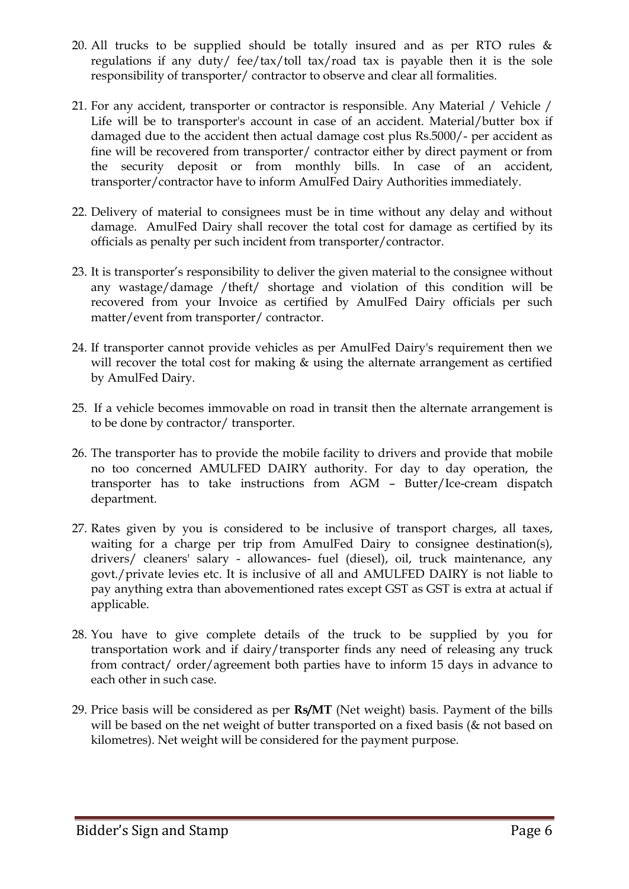20. All trucks to be supplied should be totally insured and as per RTO rules & regulations if any duty/ fee/tax/toll tax/road tax is payable then it is the sole responsibility of transporter/ contractor to observe and clear all formalities.

21. For any accident, transporter or contractor is responsible. Any Material / Vehicle / Life will be to transporter's account in case of an accident. Material/butter box if damaged due to the accident then actual damage cost plus Rs.5000/- per accident as fine will be recovered from transporter/ contractor either by direct payment or from the security deposit or from monthly bills. In case of an accident, transporter/contractor have to inform AmulFed Dairy Authorities immediately.

22. Delivery of material to consignees must be in time without any delay and without damage. AmulFed Dairy shall recover the total cost for damage as certified by its officials as penalty per such incident from transporter/contractor.

23. It is transporter's responsibility to deliver the given material to the consignee without any wastage/damage /theft/ shortage and violation of this condition will be recovered from your Invoice as certified by AmulFed Dairy officials per such matter/event from transporter/ contractor.

24. If transporter cannot provide vehicles as per AmulFed Dairy's requirement then we will recover the total cost for making & using the alternate arrangement as certified by AmulFed Dairy.

25. If a vehicle becomes immovable on road in transit then the alternate arrangement is to be done by contractor/ transporter.

26. The transporter has to provide the mobile facility to drivers and provide that mobile no too concerned AMULFED DAIRY authority. For day to day operation, the transporter has to take instructions from AGM – Butter/Ice-cream dispatch department.

27. Rates given by you is considered to be inclusive of transport charges, all taxes, waiting for a charge per trip from AmulFed Dairy to consignee destination(s), drivers/ cleaners' salary - allowances- fuel (diesel), oil, truck maintenance, any govt./private levies etc. It is inclusive of all and AMULFED DAIRY is not liable to pay anything extra than abovementioned rates except GST as GST is extra at actual if applicable.

28. You have to give complete details of the truck to be supplied by you for transportation work and if dairy/transporter finds any need of releasing any truck from contract/ order/agreement both parties have to inform 15 days in advance to each other in such case.

29. Price basis will be considered as per **Rs/MT** (Net weight) basis. Payment of the bills will be based on the net weight of butter transported on a fixed basis (& not based on kilometres). Net weight will be considered for the payment purpose.

Bidder's Sign and Stamp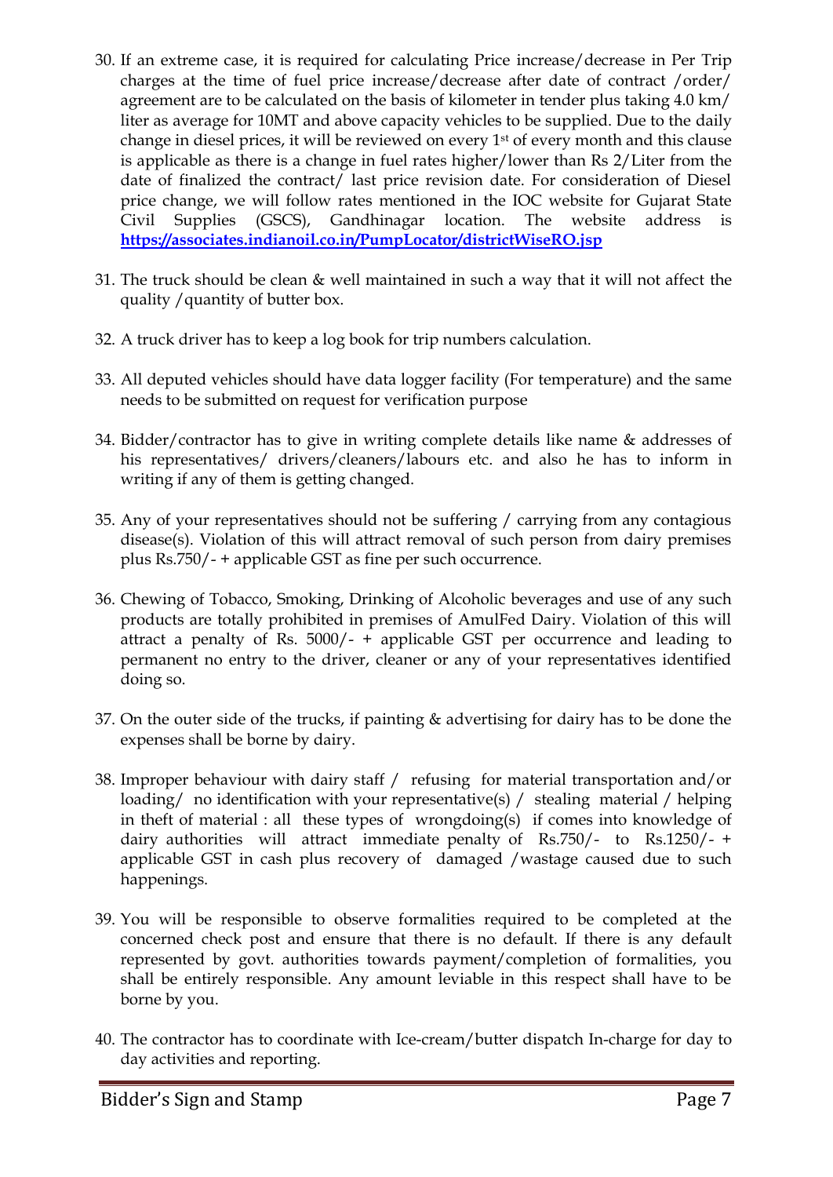30. If an extreme case, it is required for calculating Price increase/decrease in Per Trip charges at the time of fuel price increase/decrease after date of contract /order/ agreement are to be calculated on the basis of kilometer in tender plus taking 4.0 km/ liter as average for 10MT and above capacity vehicles to be supplied. Due to the daily change in diesel prices, it will be reviewed on every 1st of every month and this clause is applicable as there is a change in fuel rates higher/lower than Rs 2/Liter from the date of finalized the contract/ last price revision date. For consideration of Diesel price change, we will follow rates mentioned in the IOC website for Gujarat State Civil Supplies (GSCS), Gandhinagar location. The website address is **https://associates.indianoil.co.in/PumpLocator/districtWiseRO.jsp**

31. The truck should be clean & well maintained in such a way that it will not affect the quality /quantity of butter box.

32. A truck driver has to keep a log book for trip numbers calculation.

33. All deputed vehicles should have data logger facility (For temperature) and the same needs to be submitted on request for verification purpose

34. Bidder/contractor has to give in writing complete details like name & addresses of his representatives/ drivers/cleaners/labours etc. and also he has to inform in writing if any of them is getting changed.

35. Any of your representatives should not be suffering / carrying from any contagious disease(s). Violation of this will attract removal of such person from dairy premises plus Rs.750/- + applicable GST as fine per such occurrence.

36. Chewing of Tobacco, Smoking, Drinking of Alcoholic beverages and use of any such products are totally prohibited in premises of AmulFed Dairy. Violation of this will attract a penalty of Rs. 5000/- + applicable GST per occurrence and leading to permanent no entry to the driver, cleaner or any of your representatives identified doing so.

37. On the outer side of the trucks, if painting & advertising for dairy has to be done the expenses shall be borne by dairy.

38. Improper behaviour with dairy staff / refusing for material transportation and/or loading/ no identification with your representative(s) / stealing material / helping in theft of material : all these types of wrongdoing(s) if comes into knowledge of dairy authorities will attract immediate penalty of Rs.750/- to Rs.1250/- + applicable GST in cash plus recovery of damaged /wastage caused due to such happenings.

39. You will be responsible to observe formalities required to be completed at the concerned check post and ensure that there is no default. If there is any default represented by govt. authorities towards payment/completion of formalities, you shall be entirely responsible. Any amount leviable in this respect shall have to be borne by you.

40. The contractor has to coordinate with Ice-cream/butter dispatch In-charge for day to day activities and reporting.

Bidder's Sign and Stamp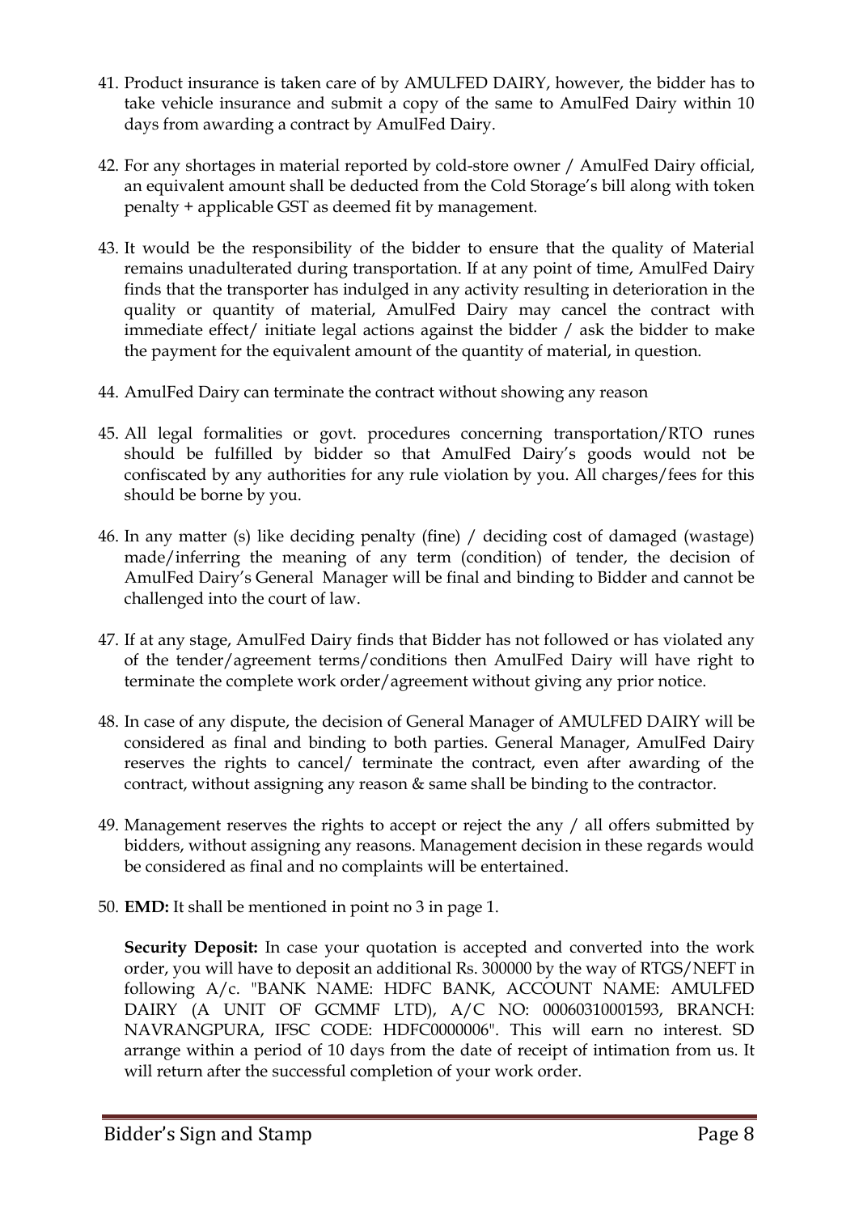41. Product insurance is taken care of by AMULFED DAIRY, however, the bidder has to take vehicle insurance and submit a copy of the same to AmulFed Dairy within 10 days from awarding a contract by AmulFed Dairy.

42. For any shortages in material reported by cold-store owner / AmulFed Dairy official, an equivalent amount shall be deducted from the Cold Storage's bill along with token penalty + applicable GST as deemed fit by management.

43. It would be the responsibility of the bidder to ensure that the quality of Material remains unadulterated during transportation. If at any point of time, AmulFed Dairy finds that the transporter has indulged in any activity resulting in deterioration in the quality or quantity of material, AmulFed Dairy may cancel the contract with immediate effect/ initiate legal actions against the bidder / ask the bidder to make the payment for the equivalent amount of the quantity of material, in question.

44. AmulFed Dairy can terminate the contract without showing any reason

45. All legal formalities or govt. procedures concerning transportation/RTO runes should be fulfilled by bidder so that AmulFed Dairy's goods would not be confiscated by any authorities for any rule violation by you. All charges/fees for this should be borne by you.

46. In any matter (s) like deciding penalty (fine) / deciding cost of damaged (wastage) made/inferring the meaning of any term (condition) of tender, the decision of AmulFed Dairy's General Manager will be final and binding to Bidder and cannot be challenged into the court of law.

47. If at any stage, AmulFed Dairy finds that Bidder has not followed or has violated any of the tender/agreement terms/conditions then AmulFed Dairy will have right to terminate the complete work order/agreement without giving any prior notice.

48. In case of any dispute, the decision of General Manager of AMULFED DAIRY will be considered as final and binding to both parties. General Manager, AmulFed Dairy reserves the rights to cancel/ terminate the contract, even after awarding of the contract, without assigning any reason & same shall be binding to the contractor.

49. Management reserves the rights to accept or reject the any / all offers submitted by bidders, without assigning any reasons. Management decision in these regards would be considered as final and no complaints will be entertained.

50. **EMD:** It shall be mentioned in point no 3 in page 1.

    **Security Deposit:** In case your quotation is accepted and converted into the work order, you will have to deposit an additional Rs. 300000 by the way of RTGS/NEFT in following A/c. "BANK NAME: HDFC BANK, ACCOUNT NAME: AMULFED DAIRY (A UNIT OF GCMMF LTD), A/C NO: 00060310001593, BRANCH: NAVRANGPURA, IFSC CODE: HDFC0000006". This will earn no interest. SD arrange within a period of 10 days from the date of receipt of intimation from us. It will return after the successful completion of your work order.

Bidder's Sign and Stamp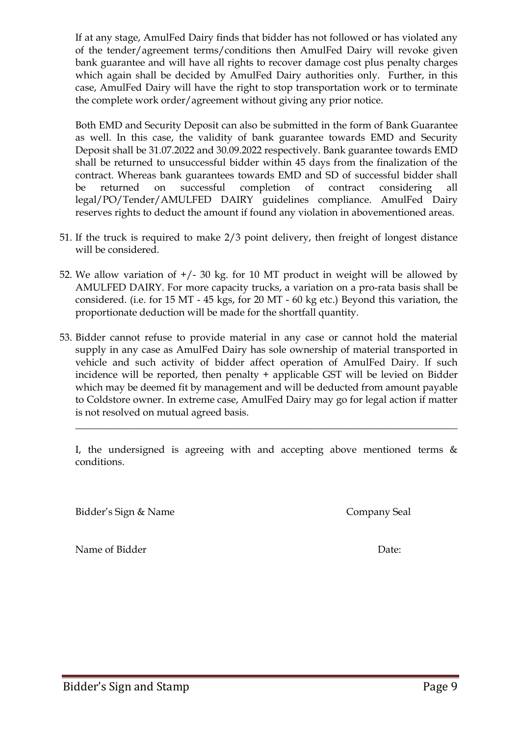If at any stage, AmulFed Dairy finds that bidder has not followed or has violated any of the tender/agreement terms/conditions then AmulFed Dairy will revoke given bank guarantee and will have all rights to recover damage cost plus penalty charges which again shall be decided by AmulFed Dairy authorities only. Further, in this case, AmulFed Dairy will have the right to stop transportation work or to terminate the complete work order/agreement without giving any prior notice.

Both EMD and Security Deposit can also be submitted in the form of Bank Guarantee as well. In this case, the validity of bank guarantee towards EMD and Security Deposit shall be 31.07.2022 and 30.09.2022 respectively. Bank guarantee towards EMD shall be returned to unsuccessful bidder within 45 days from the finalization of the contract. Whereas bank guarantees towards EMD and SD of successful bidder shall be returned on successful completion of contract considering all legal/PO/Tender/AMULFED DAIRY guidelines compliance. AmulFed Dairy reserves rights to deduct the amount if found any violation in abovementioned areas.

51. If the truck is required to make 2/3 point delivery, then freight of longest distance will be considered.

52. We allow variation of +/- 30 kg. for 10 MT product in weight will be allowed by AMULFED DAIRY. For more capacity trucks, a variation on a pro-rata basis shall be considered. (i.e. for 15 MT - 45 kgs, for 20 MT - 60 kg etc.) Beyond this variation, the proportionate deduction will be made for the shortfall quantity.

53. Bidder cannot refuse to provide material in any case or cannot hold the material supply in any case as AmulFed Dairy has sole ownership of material transported in vehicle and such activity of bidder affect operation of AmulFed Dairy. If such incidence will be reported, then penalty + applicable GST will be levied on Bidder which may be deemed fit by management and will be deducted from amount payable to Coldstore owner. In extreme case, AmulFed Dairy may go for legal action if matter is not resolved on mutual agreed basis.

---

I, the undersigned is agreeing with and accepting above mentioned terms & conditions.

Bidder's Sign & Name                Company Seal

Name of Bidder                Date: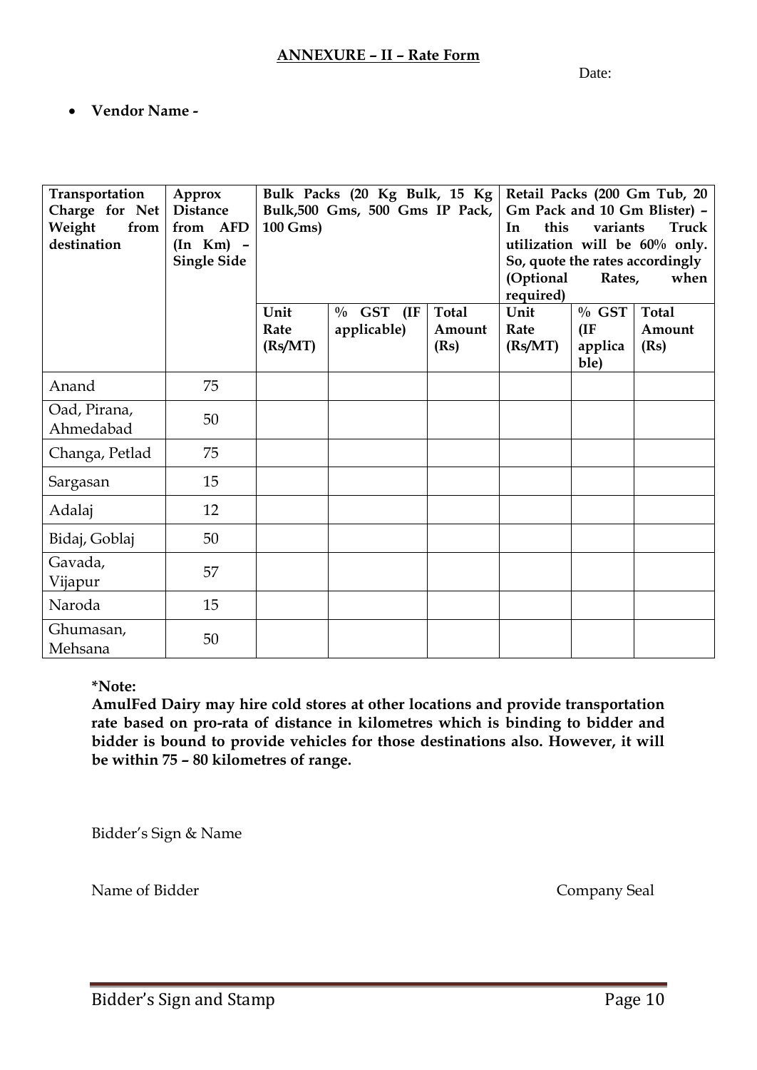## ANNEXURE – II – Rate Form

Date:

- **Vendor Name -**

| **Transportation Charge for Net Weight from destination** | **Approx Distance from AFD (In Km) – Single Side** | **Bulk Packs (20 Kg Bulk, 15 Kg Bulk,500 Gms, 500 Gms IP Pack, 100 Gms)** | | | **Retail Packs (200 Gm Tub, 20 Gm Pack and 10 Gm Blister) – In this variants Truck utilization will be 60% only. So, quote the rates accordingly (Optional Rates, when required)** | | |
|---|---|---|---|---|---|---|---|
| | | **Unit Rate (Rs/MT)** | **% GST (IF applicable)** | **Total Amount (Rs)** | **Unit Rate (Rs/MT)** | **% GST (IF applicable)** | **Total Amount (Rs)** |
| Anand | 75 | | | | | | |
| Oad, Pirana, Ahmedabad | 50 | | | | | | |
| Changa, Petlad | 75 | | | | | | |
| Sargasan | 15 | | | | | | |
| Adalaj | 12 | | | | | | |
| Bidaj, Goblaj | 50 | | | | | | |
| Gavada, Vijapur | 57 | | | | | | |
| Naroda | 15 | | | | | | |
| Ghumasan, Mehsana | 50 | | | | | | |

**\*Note:**
**AmulFed Dairy may hire cold stores at other locations and provide transportation rate based on pro-rata of distance in kilometres which is binding to bidder and bidder is bound to provide vehicles for those destinations also. However, it will be within 75 – 80 kilometres of range.**

Bidder's Sign & Name

Name of Bidder

Company Seal